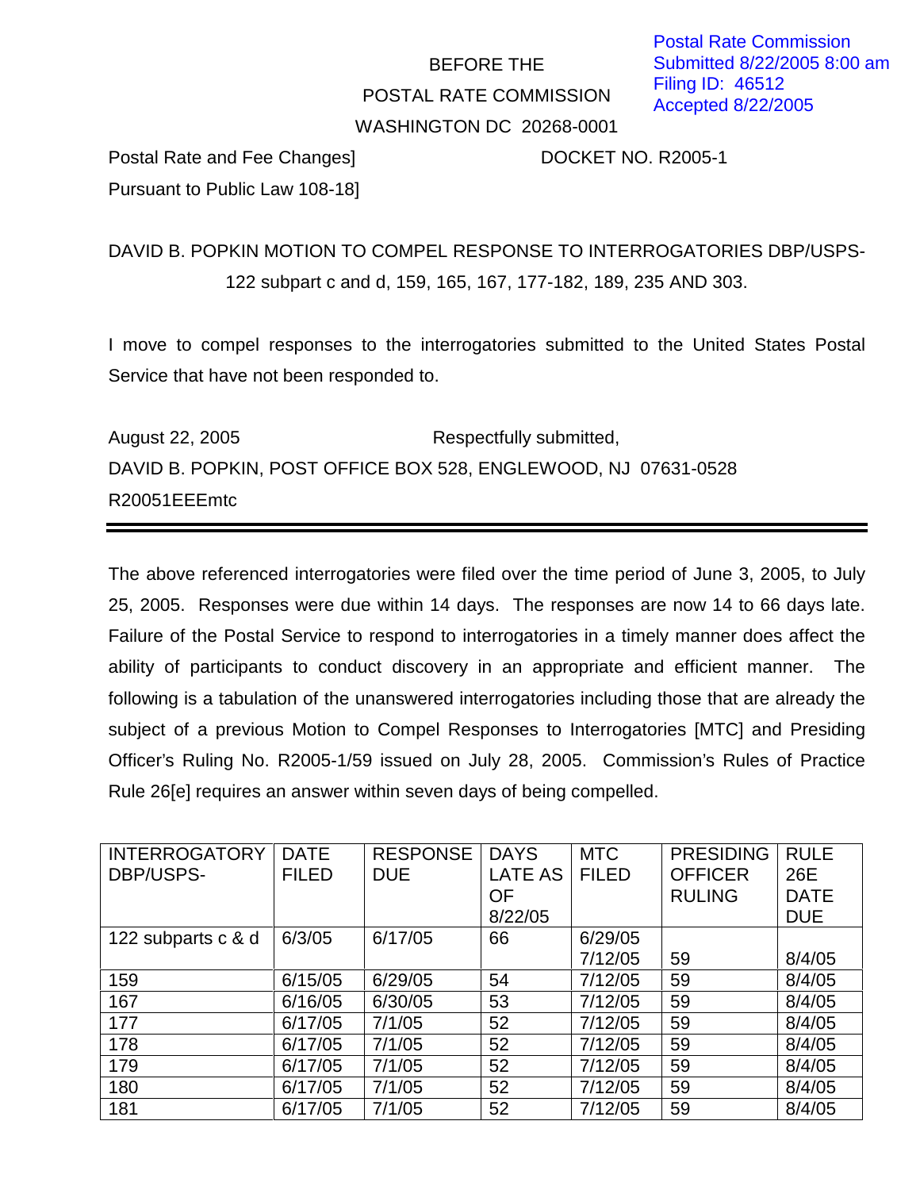Postal Rate Commission
Submitted 8/22/2005 8:00 am
Filing ID: 46512
Accepted 8/22/2005

BEFORE THE

POSTAL RATE COMMISSION

WASHINGTON DC 20268-0001

Postal Rate and Fee Changes] DOCKET NO. R2005-1
Pursuant to Public Law 108-18]

DAVID B. POPKIN MOTION TO COMPEL RESPONSE TO INTERROGATORIES DBP/USPS-122 subpart c and d, 159, 165, 167, 177-182, 189, 235 AND 303.

I move to compel responses to the interrogatories submitted to the United States Postal Service that have not been responded to.

August 22, 2005 Respectfully submitted,

DAVID B. POPKIN, POST OFFICE BOX 528, ENGLEWOOD, NJ 07631-0528

R20051EEEmtc

---

The above referenced interrogatories were filed over the time period of June 3, 2005, to July 25, 2005. Responses were due within 14 days. The responses are now 14 to 66 days late. Failure of the Postal Service to respond to interrogatories in a timely manner does affect the ability of participants to conduct discovery in an appropriate and efficient manner. The following is a tabulation of the unanswered interrogatories including those that are already the subject of a previous Motion to Compel Responses to Interrogatories [MTC] and Presiding Officer's Ruling No. R2005-1/59 issued on July 28, 2005. Commission's Rules of Practice Rule 26[e] requires an answer within seven days of being compelled.

| INTERROGATORY DBP/USPS- | DATE FILED | RESPONSE DUE | DAYS LATE AS OF 8/22/05 | MTC FILED | PRESIDING OFFICER RULING | RULE 26E DATE DUE |
|---|---|---|---|---|---|---|
| 122 subparts c & d | 6/3/05 | 6/17/05 | 66 | 6/29/05<br>7/12/05 | 59 | 8/4/05 |
| 159 | 6/15/05 | 6/29/05 | 54 | 7/12/05 | 59 | 8/4/05 |
| 167 | 6/16/05 | 6/30/05 | 53 | 7/12/05 | 59 | 8/4/05 |
| 177 | 6/17/05 | 7/1/05 | 52 | 7/12/05 | 59 | 8/4/05 |
| 178 | 6/17/05 | 7/1/05 | 52 | 7/12/05 | 59 | 8/4/05 |
| 179 | 6/17/05 | 7/1/05 | 52 | 7/12/05 | 59 | 8/4/05 |
| 180 | 6/17/05 | 7/1/05 | 52 | 7/12/05 | 59 | 8/4/05 |
| 181 | 6/17/05 | 7/1/05 | 52 | 7/12/05 | 59 | 8/4/05 |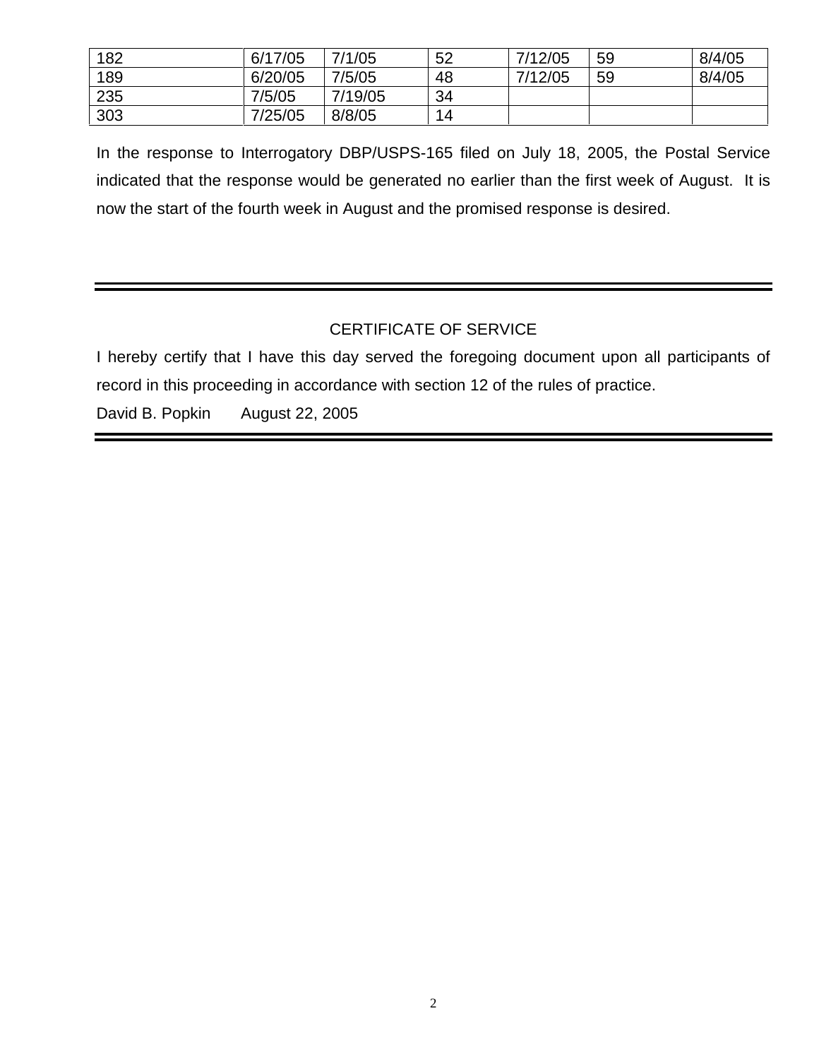| | | | | | | |
|---|---|---|---|---|---|---|
| 182 | 6/17/05 | 7/1/05 | 52 | 7/12/05 | 59 | 8/4/05 |
| 189 | 6/20/05 | 7/5/05 | 48 | 7/12/05 | 59 | 8/4/05 |
| 235 | 7/5/05 | 7/19/05 | 34 | | | |
| 303 | 7/25/05 | 8/8/05 | 14 | | | |

In the response to Interrogatory DBP/USPS-165 filed on July 18, 2005, the Postal Service indicated that the response would be generated no earlier than the first week of August. It is now the start of the fourth week in August and the promised response is desired.

---

CERTIFICATE OF SERVICE

I hereby certify that I have this day served the foregoing document upon all participants of record in this proceeding in accordance with section 12 of the rules of practice.

David B. Popkin    August 22, 2005

---